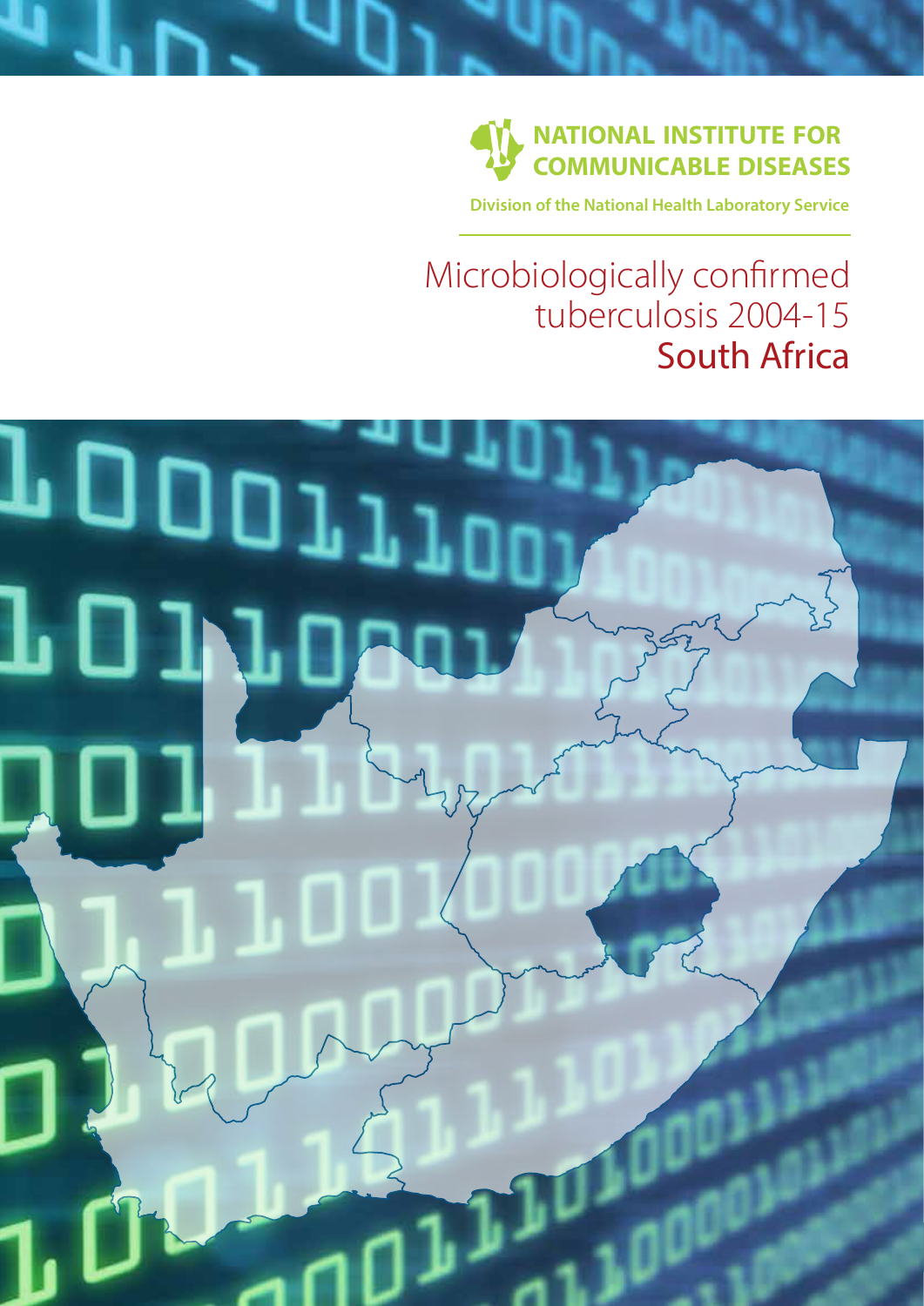NATIONAL INSTITUTE FOR COMMUNICABLE DISEASES

Division of the National Health Laboratory Service

# Microbiologically confirmed tuberculosis 2004-15 South Africa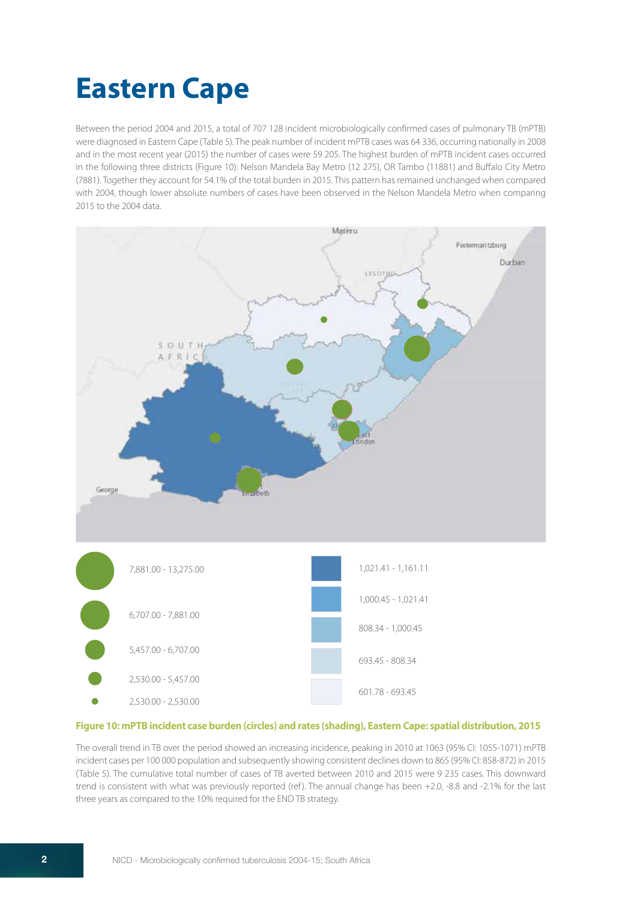# Eastern Cape

Between the period 2004 and 2015, a total of 707 128 incident microbiologically confirmed cases of pulmonary TB (mPTB) were diagnosed in Eastern Cape (Table 5). The peak number of incident mPTB cases was 64 336, occurring nationally in 2008 and in the most recent year (2015) the number of cases were 59 205. The highest burden of mPTB incident cases occurred in the following three districts (Figure 10): Nelson Mandela Bay Metro (12 275), OR Tambo (11881) and Buffalo City Metro (7881). Together they account for 54.1% of the total burden in 2015. This pattern has remained unchanged when compared with 2004, though lower absolute numbers of cases have been observed in the Nelson Mandela Metro when comparing 2015 to the 2004 data.

| Case burden (circles) | Rates (shading) |
|---|---|
| 7,881.00 - 13,275.00 | 1,021.41 - 1,161.11 |
| 6,707.00 - 7,881.00 | 1,000.45 - 1,021.41 |
| 5,457.00 - 6,707.00 | 808.34 - 1,000.45 |
| 2,530.00 - 5,457.00 | 693.45 - 808.34 |
| 2,530.00 - 2,530.00 | 601.78 - 693.45 |

**Figure 10: mPTB incident case burden (circles) and rates (shading), Eastern Cape: spatial distribution, 2015**

The overall trend in TB over the period showed an increasing incidence, peaking in 2010 at 1063 (95% CI: 1055-1071) mPTB incident cases per 100 000 population and subsequently showing consistent declines down to 865 (95% CI: 858-872) in 2015 (Table 5). The cumulative total number of cases of TB averted between 2010 and 2015 were 9 235 cases. This downward trend is consistent with what was previously reported (ref). The annual change has been +2.0, -8.8 and -2.1% for the last three years as compared to the 10% required for the END TB strategy.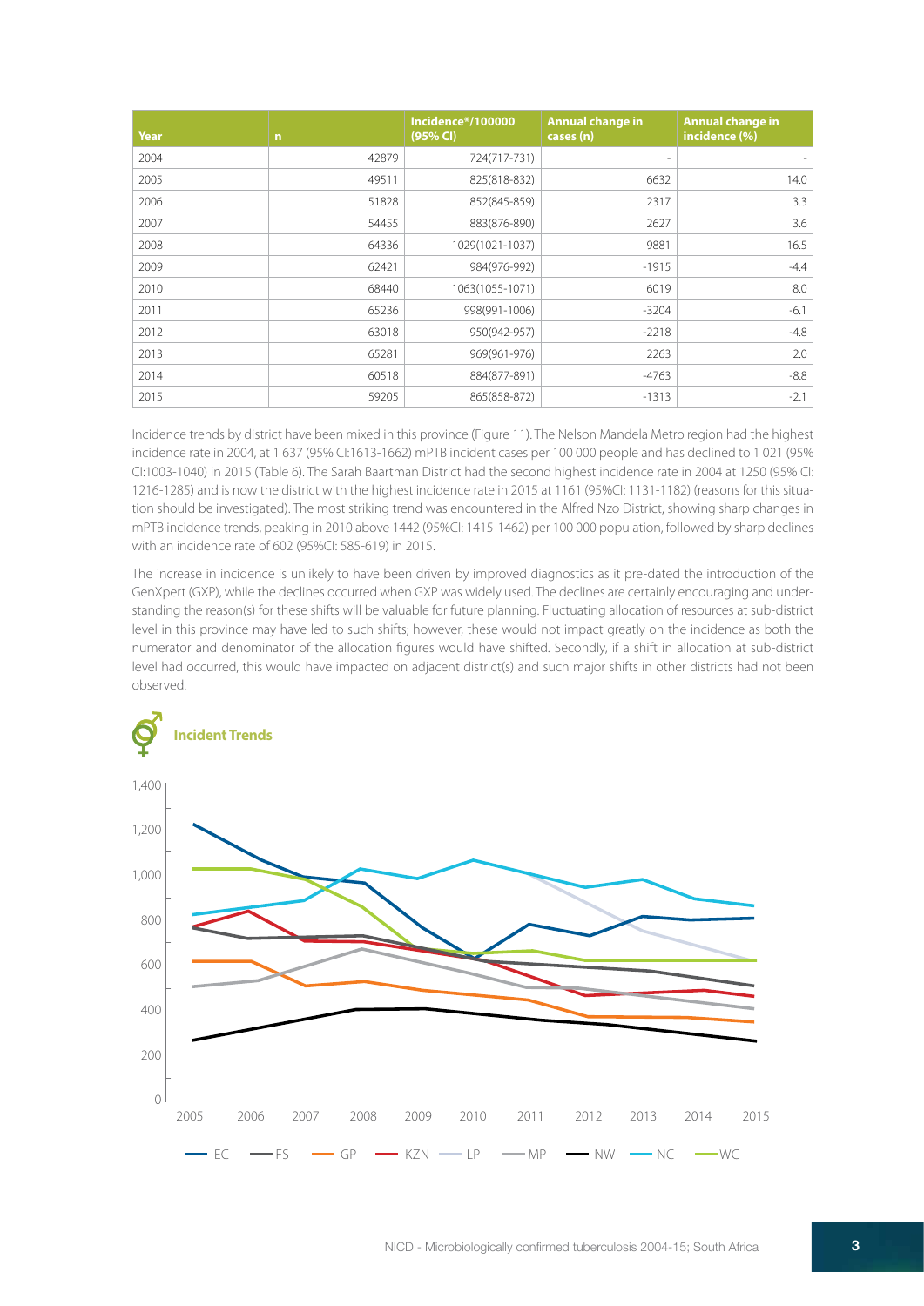| Year | n | Incidence*/100000 (95% CI) | Annual change in cases (n) | Annual change in incidence (%) |
|---|---|---|---|---|
| 2004 | 42879 | 724(717-731) | - | - |
| 2005 | 49511 | 825(818-832) | 6632 | 14.0 |
| 2006 | 51828 | 852(845-859) | 2317 | 3.3 |
| 2007 | 54455 | 883(876-890) | 2627 | 3.6 |
| 2008 | 64336 | 1029(1021-1037) | 9881 | 16.5 |
| 2009 | 62421 | 984(976-992) | -1915 | -4.4 |
| 2010 | 68440 | 1063(1055-1071) | 6019 | 8.0 |
| 2011 | 65236 | 998(991-1006) | -3204 | -6.1 |
| 2012 | 63018 | 950(942-957) | -2218 | -4.8 |
| 2013 | 65281 | 969(961-976) | 2263 | 2.0 |
| 2014 | 60518 | 884(877-891) | -4763 | -8.8 |
| 2015 | 59205 | 865(858-872) | -1313 | -2.1 |

Incidence trends by district have been mixed in this province (Figure 11). The Nelson Mandela Metro region had the highest incidence rate in 2004, at 1 637 (95% CI:1613-1662) mPTB incident cases per 100 000 people and has declined to 1 021 (95% CI:1003-1040) in 2015 (Table 6). The Sarah Baartman District had the second highest incidence rate in 2004 at 1250 (95% CI: 1216-1285) and is now the district with the highest incidence rate in 2015 at 1161 (95%CI: 1131-1182) (reasons for this situation should be investigated). The most striking trend was encountered in the Alfred Nzo District, showing sharp changes in mPTB incidence trends, peaking in 2010 above 1442 (95%CI: 1415-1462) per 100 000 population, followed by sharp declines with an incidence rate of 602 (95%CI: 585-619) in 2015.

The increase in incidence is unlikely to have been driven by improved diagnostics as it pre-dated the introduction of the GenXpert (GXP), while the declines occurred when GXP was widely used. The declines are certainly encouraging and understanding the reason(s) for these shifts will be valuable for future planning. Fluctuating allocation of resources at sub-district level in this province may have led to such shifts; however, these would not impact greatly on the incidence as both the numerator and denominator of the allocation figures would have shifted. Secondly, if a shift in allocation at sub-district level had occurred, this would have impacted on adjacent district(s) and such major shifts in other districts had not been observed.

## Incident Trends

1,400
1,200
1,000
800
600
400
200
0

2005 2006 2007 2008 2009 2010 2011 2012 2013 2014 2015

EC FS GP KZN LP MP NW NC WC